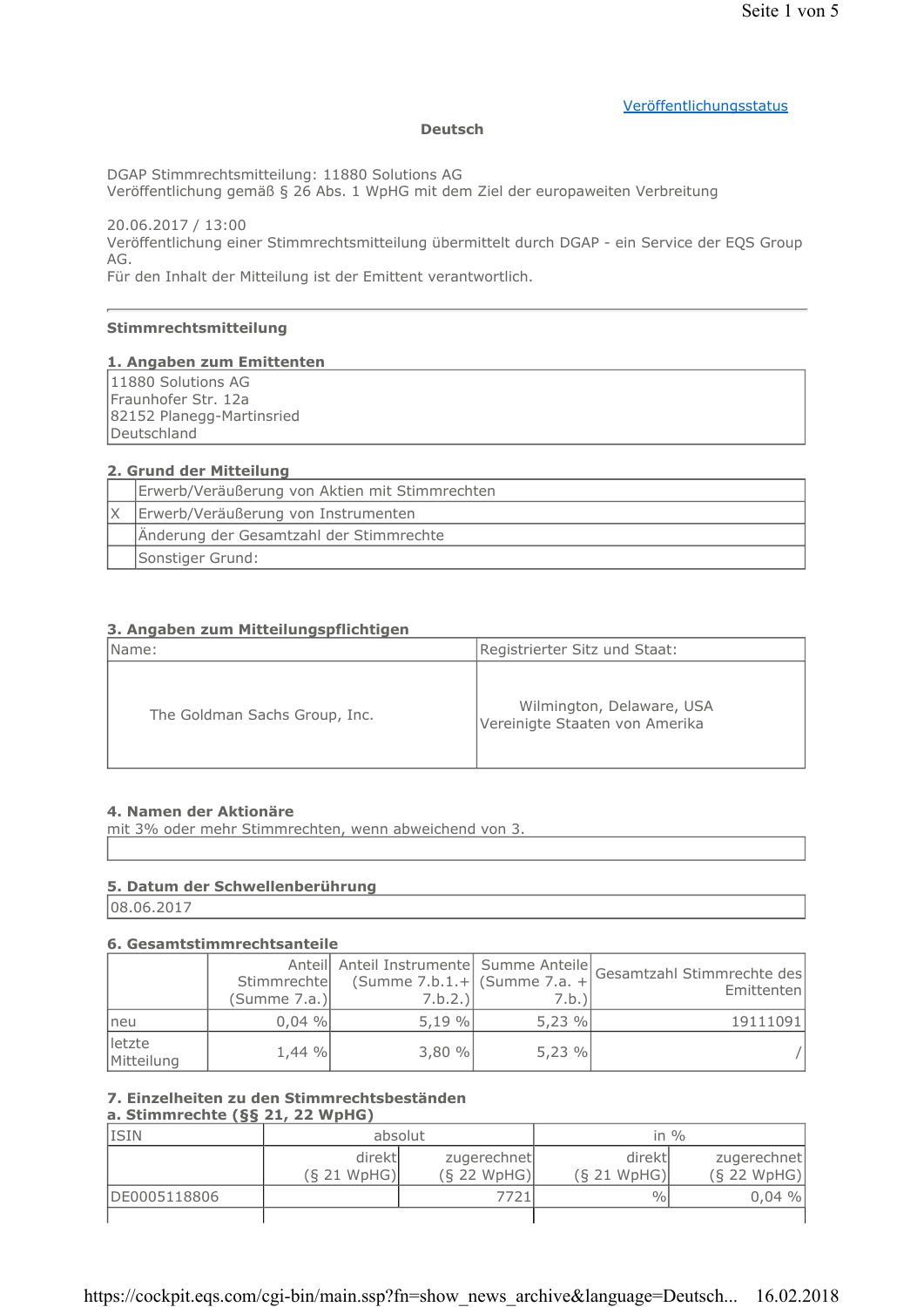Veröffentlichungsstatus

**Deutsch**

DGAP Stimmrechtsmitteilung: 11880 Solutions AG
Veröffentlichung gemäß § 26 Abs. 1 WpHG mit dem Ziel der europaweiten Verbreitung

20.06.2017 / 13:00
Veröffentlichung einer Stimmrechtsmitteilung übermittelt durch DGAP - ein Service der EQS Group AG.
Für den Inhalt der Mitteilung ist der Emittent verantwortlich.

---

**Stimmrechtsmitteilung**

**1. Angaben zum Emittenten**

11880 Solutions AG
Fraunhofer Str. 12a
82152 Planegg-Martinsried
Deutschland

**2. Grund der Mitteilung**

| | |
|---|---|
| | Erwerb/Veräußerung von Aktien mit Stimmrechten |
| X | Erwerb/Veräußerung von Instrumenten |
| | Änderung der Gesamtzahl der Stimmrechte |
| | Sonstiger Grund: |

**3. Angaben zum Mitteilungspflichtigen**

| Name: | Registrierter Sitz und Staat: |
|---|---|
| The Goldman Sachs Group, Inc. | Wilmington, Delaware, USA Vereinigte Staaten von Amerika |

**4. Namen der Aktionäre**
mit 3% oder mehr Stimmrechten, wenn abweichend von 3.

**5. Datum der Schwellenberührung**

08.06.2017

**6. Gesamtstimmrechtsanteile**

| | Anteil Stimmrechte (Summe 7.a.) | Anteil Instrumente (Summe 7.b.1.+ 7.b.2.) | Summe Anteile (Summe 7.a. + 7.b.) | Gesamtzahl Stimmrechte des Emittenten |
|---|---|---|---|---|
| neu | 0,04 % | 5,19 % | 5,23 % | 19111091 |
| letzte Mitteilung | 1,44 % | 3,80 % | 5,23 % | / |

**7. Einzelheiten zu den Stimmrechtsbeständen**
**a. Stimmrechte (§§ 21, 22 WpHG)**

| ISIN | absolut | | in % | |
|---|---|---|---|---|
| | direkt (§ 21 WpHG) | zugerechnet (§ 22 WpHG) | direkt (§ 21 WpHG) | zugerechnet (§ 22 WpHG) |
| DE0005118806 | | 7721 | % | 0,04 % |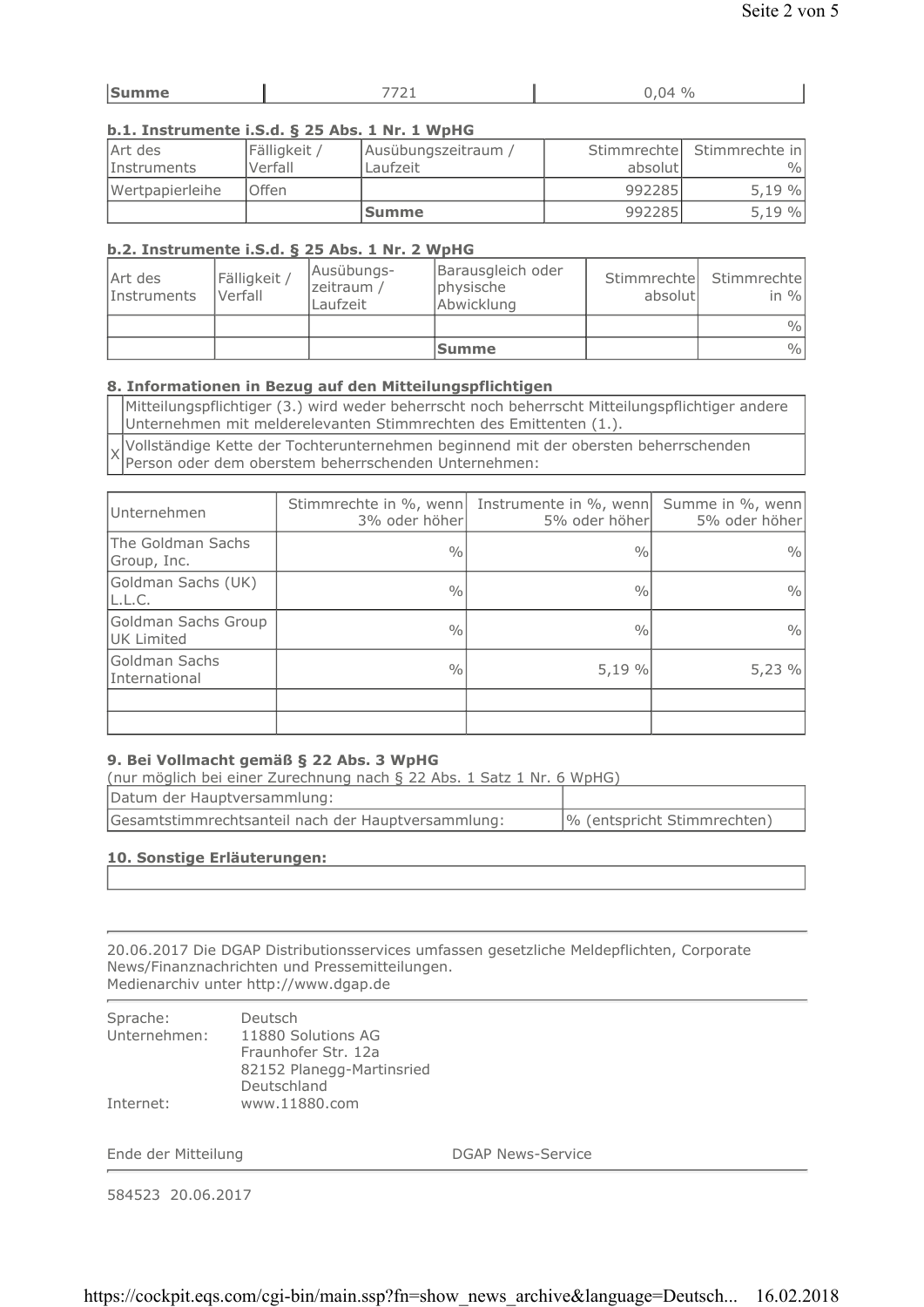| Summe | 7721 | 0,04 % |
|---|---|---|

### b.1. Instrumente i.S.d. § 25 Abs. 1 Nr. 1 WpHG

| Art des Instruments | Fälligkeit / Verfall | Ausübungszeitraum / Laufzeit | Stimmrechte absolut | Stimmrechte in % |
|---|---|---|---|---|
| Wertpapierleihe | Offen | | 992285 | 5,19 % |
| | | **Summe** | 992285 | 5,19 % |

### b.2. Instrumente i.S.d. § 25 Abs. 1 Nr. 2 WpHG

| Art des Instruments | Fälligkeit / Verfall | Ausübungs-zeitraum / Laufzeit | Barausgleich oder physische Abwicklung | Stimmrechte absolut | Stimmrechte in % |
|---|---|---|---|---|---|
| | | | | | % |
| | | | **Summe** | | % |

### 8. Informationen in Bezug auf den Mitteilungspflichtigen

| | |
|---|---|
| | Mitteilungspflichtiger (3.) wird weder beherrscht noch beherrscht Mitteilungspflichtiger andere Unternehmen mit melderelevanten Stimmrechten des Emittenten (1.). |
| X | Vollständige Kette der Tochterunternehmen beginnend mit der obersten beherrschenden Person oder dem oberstem beherrschenden Unternehmen: |

| Unternehmen | Stimmrechte in %, wenn 3% oder höher | Instrumente in %, wenn 5% oder höher | Summe in %, wenn 5% oder höher |
|---|---|---|---|
| The Goldman Sachs Group, Inc. | % | % | % |
| Goldman Sachs (UK) L.L.C. | % | % | % |
| Goldman Sachs Group UK Limited | % | % | % |
| Goldman Sachs International | % | 5,19 % | 5,23 % |
| | | | |
| | | | |

### 9. Bei Vollmacht gemäß § 22 Abs. 3 WpHG

(nur möglich bei einer Zurechnung nach § 22 Abs. 1 Satz 1 Nr. 6 WpHG)

| | |
|---|---|
| Datum der Hauptversammlung: | |
| Gesamtstimmrechtsanteil nach der Hauptversammlung: | % (entspricht Stimmrechten) |

### 10. Sonstige Erläuterungen:

---

20.06.2017 Die DGAP Distributionsservices umfassen gesetzliche Meldepflichten, Corporate News/Finanznachrichten und Pressemitteilungen.
Medienarchiv unter http://www.dgap.de

---

Sprache: Deutsch
Unternehmen: 11880 Solutions AG
Fraunhofer Str. 12a
82152 Planegg-Martinsried
Deutschland
Internet: www.11880.com

Ende der Mitteilung DGAP News-Service

---

584523 20.06.2017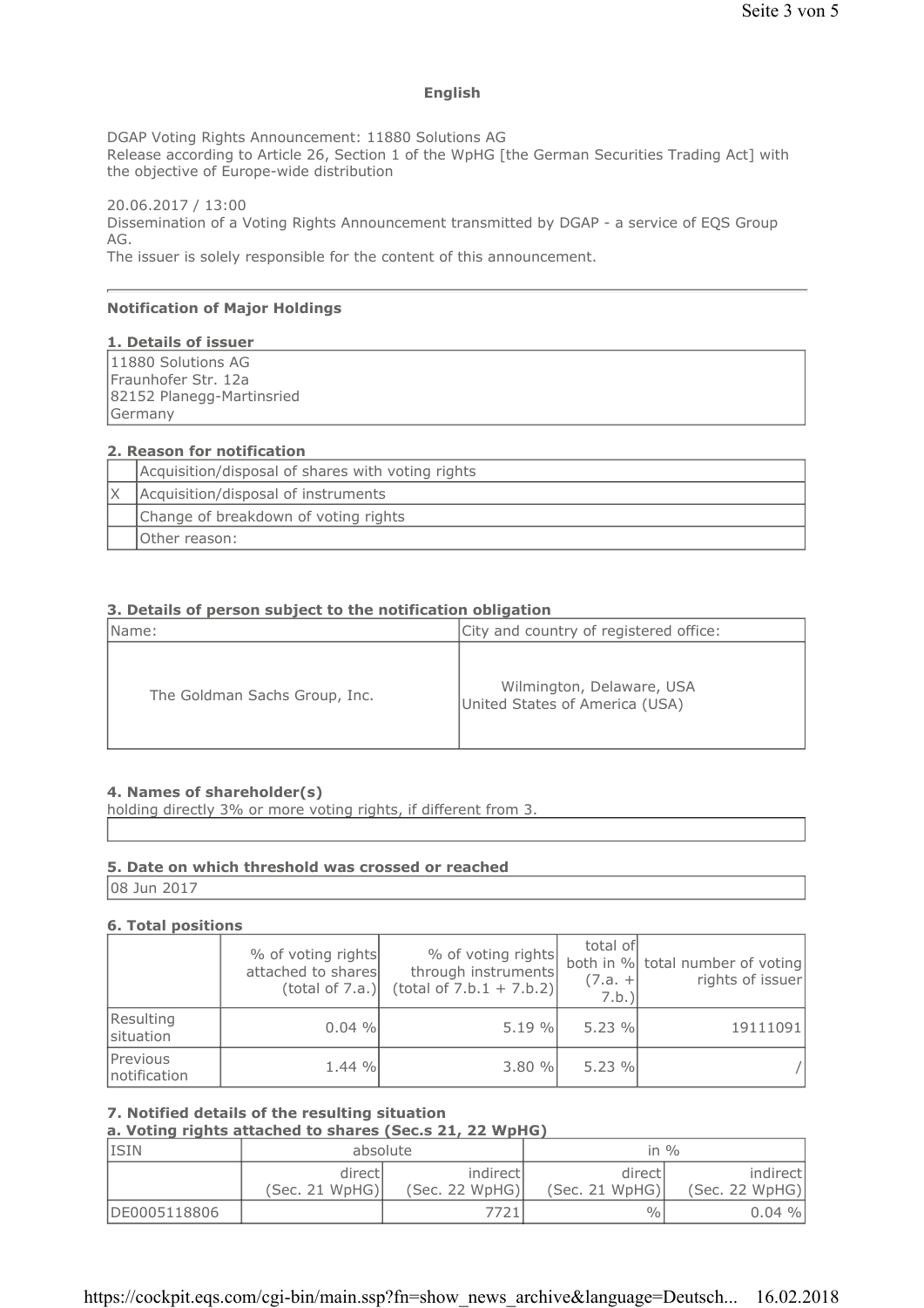**English**

DGAP Voting Rights Announcement: 11880 Solutions AG
Release according to Article 26, Section 1 of the WpHG [the German Securities Trading Act] with the objective of Europe-wide distribution

20.06.2017 / 13:00
Dissemination of a Voting Rights Announcement transmitted by DGAP - a service of EQS Group AG.
The issuer is solely responsible for the content of this announcement.

---

**Notification of Major Holdings**

**1. Details of issuer**

| |
|---|
| 11880 Solutions AG<br>Fraunhofer Str. 12a<br>82152 Planegg-Martinsried<br>Germany |

**2. Reason for notification**

| | |
|---|---|
| | Acquisition/disposal of shares with voting rights |
| X | Acquisition/disposal of instruments |
| | Change of breakdown of voting rights |
| | Other reason: |

**3. Details of person subject to the notification obligation**

| Name: | City and country of registered office: |
|---|---|
| The Goldman Sachs Group, Inc. | Wilmington, Delaware, USA<br>United States of America (USA) |

**4. Names of shareholder(s)**
holding directly 3% or more voting rights, if different from 3.

| |
|---|
| |

**5. Date on which threshold was crossed or reached**

| |
|---|
| 08 Jun 2017 |

**6. Total positions**

| | % of voting rights attached to shares (total of 7.a.) | % of voting rights through instruments (total of 7.b.1 + 7.b.2) | total of both in % (7.a. + 7.b.) | total number of voting rights of issuer |
|---|---|---|---|---|
| Resulting situation | 0.04 % | 5.19 % | 5.23 % | 19111091 |
| Previous notification | 1.44 % | 3.80 % | 5.23 % | / |

**7. Notified details of the resulting situation**
**a. Voting rights attached to shares (Sec.s 21, 22 WpHG)**

| ISIN | absolute | | in % | |
|---|---|---|---|---|
| | direct (Sec. 21 WpHG) | indirect (Sec. 22 WpHG) | direct (Sec. 21 WpHG) | indirect (Sec. 22 WpHG) |
| DE0005118806 | | 7721 | % | 0.04 % |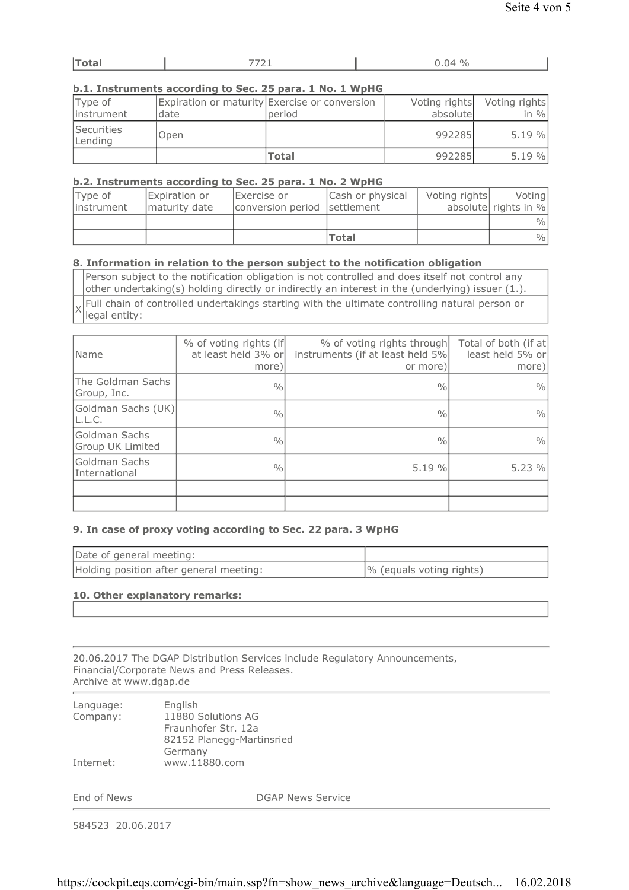| Total | 7721 | 0.04 % |
|---|---|---|

#### b.1. Instruments according to Sec. 25 para. 1 No. 1 WpHG

| Type of instrument | Expiration or maturity date | Exercise or conversion period | Voting rights absolute | Voting rights in % |
|---|---|---|---|---|
| Securities Lending | Open | | 992285 | 5.19 % |
| | | Total | 992285 | 5.19 % |

#### b.2. Instruments according to Sec. 25 para. 1 No. 2 WpHG

| Type of instrument | Expiration or maturity date | Exercise or conversion period | Cash or physical settlement | Voting rights absolute | Voting rights in % |
|---|---|---|---|---|---|
| | | | | | % |
| | | | Total | | % |

#### 8. Information in relation to the person subject to the notification obligation

| | |
|---|---|
| | Person subject to the notification obligation is not controlled and does itself not control any other undertaking(s) holding directly or indirectly an interest in the (underlying) issuer (1.). |
| X | Full chain of controlled undertakings starting with the ultimate controlling natural person or legal entity: |

| Name | % of voting rights (if at least held 3% or more) | % of voting rights through instruments (if at least held 5% or more) | Total of both (if at least held 5% or more) |
|---|---|---|---|
| The Goldman Sachs Group, Inc. | % | % | % |
| Goldman Sachs (UK) L.L.C. | % | % | % |
| Goldman Sachs Group UK Limited | % | % | % |
| Goldman Sachs International | % | 5.19 % | 5.23 % |
| | | | |
| | | | |

#### 9. In case of proxy voting according to Sec. 22 para. 3 WpHG

| | |
|---|---|
| Date of general meeting: | |
| Holding position after general meeting: | % (equals voting rights) |

#### 10. Other explanatory remarks:

---

20.06.2017 The DGAP Distribution Services include Regulatory Announcements, Financial/Corporate News and Press Releases.
Archive at www.dgap.de

---

| | |
|---|---|
| Language: | English |
| Company: | 11880 Solutions AG<br>Fraunhofer Str. 12a<br>82152 Planegg-Martinsried<br>Germany |
| Internet: | www.11880.com |

End of News DGAP News Service

---

584523 20.06.2017